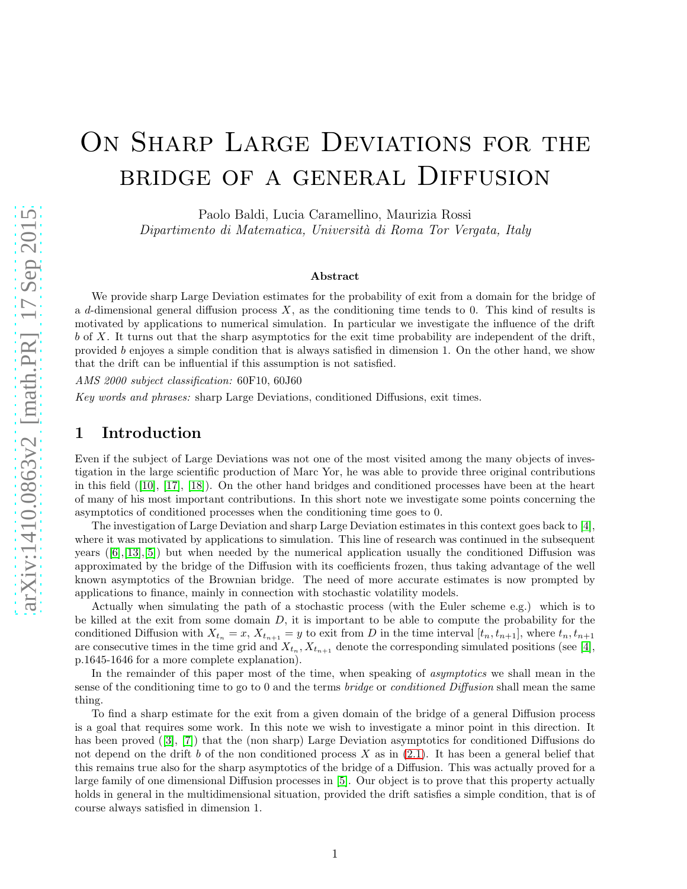# On Sharp Large Deviations for the bridge of a general Diffusion

Paolo Baldi, Lucia Caramellino, Maurizia Rossi
*Dipartimento di Matematica, Università di Roma Tor Vergata, Italy*

**Abstract**

We provide sharp Large Deviation estimates for the probability of exit from a domain for the bridge of a $d$-dimensional general diffusion process $X$, as the conditioning time tends to 0. This kind of results is motivated by applications to numerical simulation. In particular we investigate the influence of the drift $b$ of $X$. It turns out that the sharp asymptotics for the exit time probability are independent of the drift, provided $b$ enjoys a simple condition that is always satisfied in dimension 1. On the other hand, we show that the drift can be influential if this assumption is not satisfied.

*AMS 2000 subject classification:* 60F10, 60J60

*Key words and phrases:* sharp Large Deviations, conditioned Diffusions, exit times.

## 1 Introduction

Even if the subject of Large Deviations was not one of the most visited among the many objects of investigation in the large scientific production of Marc Yor, he was able to provide three original contributions in this field ([10], [17], [18]). On the other hand bridges and conditioned processes have been at the heart of many of his most important contributions. In this short note we investigate some points concerning the asymptotics of conditioned processes when the conditioning time goes to 0.

The investigation of Large Deviation and sharp Large Deviation estimates in this context goes back to [4], where it was motivated by applications to simulation. This line of research was continued in the subsequent years ([6],[13],[5]) but when needed by the numerical application usually the conditioned Diffusion was approximated by the bridge of the Diffusion with its coefficients frozen, thus taking advantage of the well known asymptotics of the Brownian bridge. The need of more accurate estimates is now prompted by applications to finance, mainly in connection with stochastic volatility models.

Actually when simulating the path of a stochastic process (with the Euler scheme e.g.) which is to be killed at the exit from some domain $D$, it is important to be able to compute the probability for the conditioned Diffusion with $X_{t_n} = x$, $X_{t_{n+1}} = y$ to exit from $D$ in the time interval $[t_n, t_{n+1}]$, where $t_n, t_{n+1}$ are consecutive times in the time grid and $X_{t_n}, X_{t_{n+1}}$ denote the corresponding simulated positions (see [4], p.1645-1646 for a more complete explanation).

In the remainder of this paper most of the time, when speaking of *asymptotics* we shall mean in the sense of the conditioning time to go to 0 and the terms *bridge* or *conditioned Diffusion* shall mean the same thing.

To find a sharp estimate for the exit from a given domain of the bridge of a general Diffusion process is a goal that requires some work. In this note we wish to investigate a minor point in this direction. It has been proved ([3], [7]) that the (non sharp) Large Deviation asymptotics for conditioned Diffusions do not depend on the drift $b$ of the non conditioned process $X$ as in (2.1). It has been a general belief that this remains true also for the sharp asymptotics of the bridge of a Diffusion. This was actually proved for a large family of one dimensional Diffusion processes in [5]. Our object is to prove that this property actually holds in general in the multidimensional situation, provided the drift satisfies a simple condition, that is of course always satisfied in dimension 1.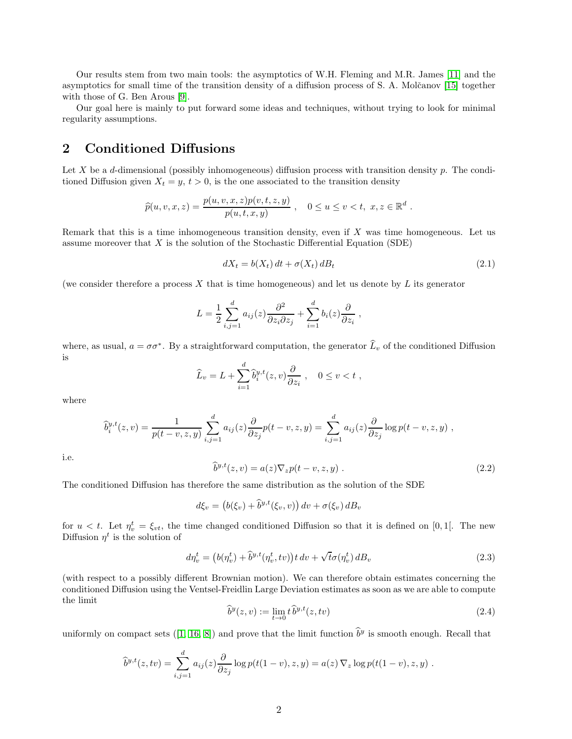Our results stem from two main tools: the asymptotics of W.H. Fleming and M.R. James [11] and the asymptotics for small time of the transition density of a diffusion process of S. A. Molčanov [15] together with those of G. Ben Arous [9].

Our goal here is mainly to put forward some ideas and techniques, without trying to look for minimal regularity assumptions.

## 2 Conditioned Diffusions

Let $X$ be a $d$-dimensional (possibly inhomogeneous) diffusion process with transition density $p$. The conditioned Diffusion given $X_t = y$, $t > 0$, is the one associated to the transition density

$$\widehat{p}(u, v, x, z) = \frac{p(u, v, x, z)p(v, t, z, y)}{p(u, t, x, y)} \ , \quad 0 \le u \le v < t, \ x, z \in \mathbb{R}^d \ .$$

Remark that this is a time inhomogeneous transition density, even if $X$ was time homogeneous. Let us assume moreover that $X$ is the solution of the Stochastic Differential Equation (SDE)

$$dX_t = b(X_t)\,dt + \sigma(X_t)\,dB_t \tag{2.1}$$

(we consider therefore a process $X$ that is time homogeneous) and let us denote by $L$ its generator

$$L = \frac{1}{2}\sum_{i,j=1}^{d} a_{ij}(z)\frac{\partial^2}{\partial z_i \partial z_j} + \sum_{i=1}^{d} b_i(z)\frac{\partial}{\partial z_i} \ ,$$

where, as usual, $a = \sigma\sigma^*$. By a straightforward computation, the generator $\widehat{L}_v$ of the conditioned Diffusion is

$$\widehat{L}_v = L + \sum_{i=1}^{d} \widehat{b}_i^{y,t}(z, v)\frac{\partial}{\partial z_i} \ , \quad 0 \le v < t \ ,$$

where

$$\widehat{b}_i^{y,t}(z, v) = \frac{1}{p(t-v, z, y)}\sum_{i,j=1}^{d} a_{ij}(z)\frac{\partial}{\partial z_j}p(t-v, z, y) = \sum_{i,j=1}^{d} a_{ij}(z)\frac{\partial}{\partial z_j}\log p(t-v, z, y) \ ,$$

i.e.

$$\widehat{b}^{y,t}(z, v) = a(z)\nabla_z p(t-v, z, y) \ . \tag{2.2}$$

The conditioned Diffusion has therefore the same distribution as the solution of the SDE

$$d\xi_v = \big(b(\xi_v) + \widehat{b}^{y,t}(\xi_v, v)\big)\,dv + \sigma(\xi_v)\,dB_v$$

for $u < t$. Let $\eta_v^t = \xi_{vt}$, the time changed conditioned Diffusion so that it is defined on $[0, 1[$. The new Diffusion $\eta^t$ is the solution of

$$d\eta_v^t = \big(b(\eta_v^t) + \widehat{b}^{y,t}(\eta_v^t, tv)\big)t\,dv + \sqrt{t}\sigma(\eta_v^t)\,dB_v \tag{2.3}$$

(with respect to a possibly different Brownian motion). We can therefore obtain estimates concerning the conditioned Diffusion using the Ventsel-Freidlin Large Deviation estimates as soon as we are able to compute the limit

$$\widehat{b}^{y}(z, v) := \lim_{t\to 0} t\,\widehat{b}^{y,t}(z, tv) \tag{2.4}$$

uniformly on compact sets ([1, 16, 8]) and prove that the limit function $\widehat{b}^y$ is smooth enough. Recall that

$$\widehat{b}^{y,t}(z, tv) = \sum_{i,j=1}^{d} a_{ij}(z)\frac{\partial}{\partial z_j}\log p(t(1-v), z, y) = a(z)\,\nabla_z \log p(t(1-v), z, y) \ .$$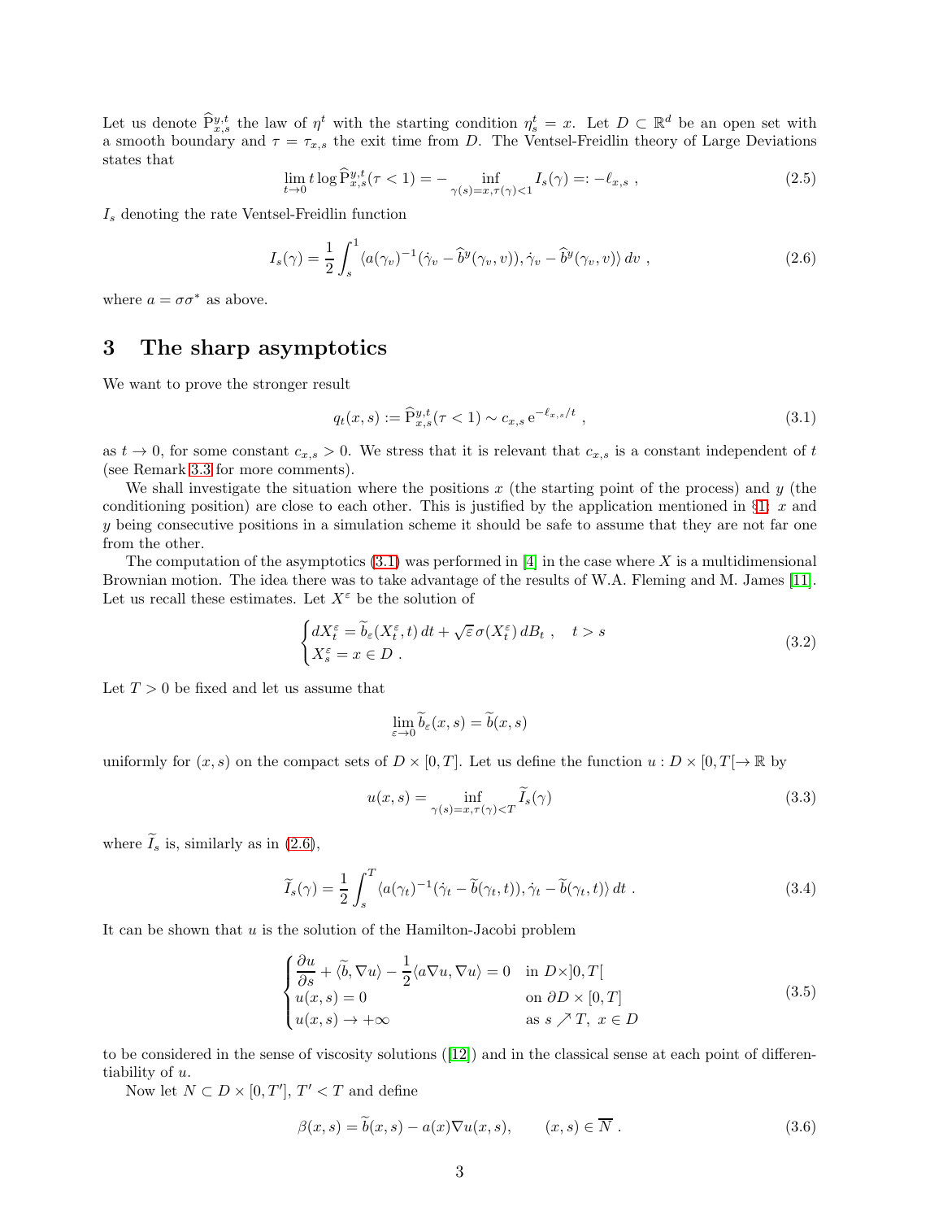Let us denote $\widehat{\mathrm{P}}^{y,t}_{x,s}$ the law of $\eta^t$ with the starting condition $\eta^t_s = x$. Let $D \subset \mathbb{R}^d$ be an open set with a smooth boundary and $\tau = \tau_{x,s}$ the exit time from $D$. The Ventsel-Freidlin theory of Large Deviations states that

$$\lim_{t\to 0} t \log \widehat{\mathrm{P}}^{y,t}_{x,s}(\tau < 1) = - \inf_{\gamma(s)=x, \tau(\gamma)<1} I_s(\gamma) =: -\ell_{x,s} \ , \tag{2.5}$$

$I_s$ denoting the rate Ventsel-Freidlin function

$$I_s(\gamma) = \frac{1}{2}\int_s^1 \langle a(\gamma_v)^{-1}(\dot\gamma_v - \widehat{b}^y(\gamma_v, v)), \dot\gamma_v - \widehat{b}^y(\gamma_v, v)\rangle \, dv \ , \tag{2.6}$$

where $a = \sigma\sigma^*$ as above.

# 3 The sharp asymptotics

We want to prove the stronger result

$$q_t(x,s) := \widehat{\mathrm{P}}^{y,t}_{x,s}(\tau < 1) \sim c_{x,s}\, \mathrm{e}^{-\ell_{x,s}/t} \ , \tag{3.1}$$

as $t \to 0$, for some constant $c_{x,s} > 0$. We stress that it is relevant that $c_{x,s}$ is a constant independent of $t$ (see Remark 3.3 for more comments).

We shall investigate the situation where the positions $x$ (the starting point of the process) and $y$ (the conditioning position) are close to each other. This is justified by the application mentioned in §1: $x$ and $y$ being consecutive positions in a simulation scheme it should be safe to assume that they are not far one from the other.

The computation of the asymptotics (3.1) was performed in [4] in the case where $X$ is a multidimensional Brownian motion. The idea there was to take advantage of the results of W.A. Fleming and M. James [11]. Let us recall these estimates. Let $X^\varepsilon$ be the solution of

$$\begin{cases} dX^\varepsilon_t = \widetilde{b}_\varepsilon(X^\varepsilon_t, t)\, dt + \sqrt{\varepsilon}\, \sigma(X^\varepsilon_t)\, dB_t \ , & t > s \\ X^\varepsilon_s = x \in D \ . \end{cases} \tag{3.2}$$

Let $T > 0$ be fixed and let us assume that

$$\lim_{\varepsilon\to 0} \widetilde{b}_\varepsilon(x,s) = \widetilde{b}(x,s)$$

uniformly for $(x, s)$ on the compact sets of $D \times [0, T]$. Let us define the function $u : D \times [0, T[ \to \mathbb{R}$ by

$$u(x,s) = \inf_{\gamma(s)=x, \tau(\gamma)<T} \widetilde{I}_s(\gamma) \tag{3.3}$$

where $\widetilde{I}_s$ is, similarly as in (2.6),

$$\widetilde{I}_s(\gamma) = \frac{1}{2}\int_s^T \langle a(\gamma_t)^{-1}(\dot\gamma_t - \widetilde{b}(\gamma_t, t)), \dot\gamma_t - \widetilde{b}(\gamma_t, t)\rangle \, dt \ . \tag{3.4}$$

It can be shown that $u$ is the solution of the Hamilton-Jacobi problem

$$\begin{cases} \dfrac{\partial u}{\partial s} + \langle \widetilde{b}, \nabla u\rangle - \dfrac{1}{2}\langle a\nabla u, \nabla u\rangle = 0 & \text{in } D\times ]0, T[ \\ u(x,s) = 0 & \text{on } \partial D \times [0,T] \\ u(x,s) \to +\infty & \text{as } s \nearrow T,\ x \in D \end{cases} \tag{3.5}$$

to be considered in the sense of viscosity solutions ([12]) and in the classical sense at each point of differentiability of $u$.

Now let $N \subset D \times [0, T']$, $T' < T$ and define

$$\beta(x,s) = \widetilde{b}(x,s) - a(x)\nabla u(x,s), \qquad (x,s) \in \overline{N} \ . \tag{3.6}$$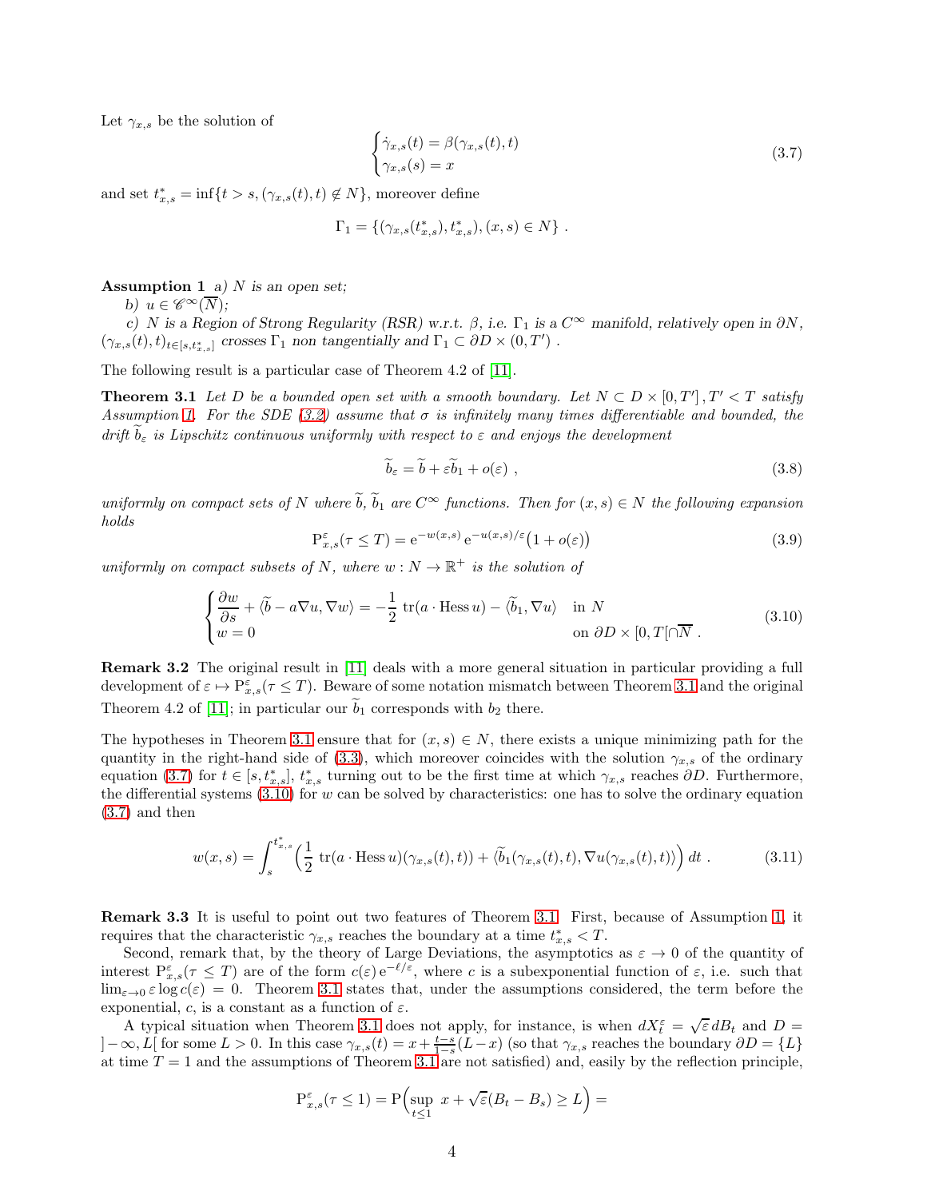Let $\gamma_{x,s}$ be the solution of

$$
\begin{cases}
\dot\gamma_{x,s}(t) = \beta(\gamma_{x,s}(t), t) \\
\gamma_{x,s}(s) = x
\end{cases}
\tag{3.7}
$$

and set $t^*_{x,s} = \inf\{t > s, (\gamma_{x,s}(t), t) \notin N\}$, moreover define

$$
\Gamma_1 = \{(\gamma_{x,s}(t^*_{x,s}), t^*_{x,s}), (x,s) \in N\} \ .
$$

**Assumption 1** *a) $N$ is an open set;*

*b) $u \in \mathscr{C}^\infty(\overline{N})$;*

*c) $N$ is a Region of Strong Regularity (RSR) w.r.t. $\beta$, i.e. $\Gamma_1$ is a $C^\infty$ manifold, relatively open in $\partial N$, $(\gamma_{x,s}(t), t)_{t\in[s,t^*_{x,s}]}$ crosses $\Gamma_1$ non tangentially and $\Gamma_1 \subset \partial D \times (0, T')$ .*

The following result is a particular case of Theorem 4.2 of [11].

**Theorem 3.1** *Let $D$ be a bounded open set with a smooth boundary. Let $N \subset D \times [0, T']$, $T' < T$ satisfy Assumption 1. For the SDE (3.2) assume that $\sigma$ is infinitely many times differentiable and bounded, the drift $\widetilde b_\varepsilon$ is Lipschitz continuous uniformly with respect to $\varepsilon$ and enjoys the development*

$$
\widetilde b_\varepsilon = \widetilde b + \varepsilon \widetilde b_1 + o(\varepsilon) \ ,
\tag{3.8}
$$

*uniformly on compact sets of $N$ where $\widetilde b$, $\widetilde b_1$ are $C^\infty$ functions. Then for $(x,s) \in N$ the following expansion holds*

$$
\mathrm{P}^\varepsilon_{x,s}(\tau \le T) = \mathrm{e}^{-w(x,s)}\, \mathrm{e}^{-u(x,s)/\varepsilon}\big(1 + o(\varepsilon)\big)
\tag{3.9}
$$

*uniformly on compact subsets of $N$, where $w : N \to \mathbb{R}^+$ is the solution of*

$$
\begin{cases}
\dfrac{\partial w}{\partial s} + \langle \widetilde b - a\nabla u, \nabla w\rangle = -\dfrac12 \,\mathrm{tr}(a \cdot \mathrm{Hess}\, u) - \langle \widetilde b_1, \nabla u\rangle & \text{in } N \\
w = 0 & \text{on } \partial D \times [0, T[\cap \overline{N} \ .
\end{cases}
\tag{3.10}
$$

**Remark 3.2** The original result in [11] deals with a more general situation in particular providing a full development of $\varepsilon \mapsto \mathrm{P}^\varepsilon_{x,s}(\tau \le T)$. Beware of some notation mismatch between Theorem 3.1 and the original Theorem 4.2 of [11]; in particular our $\widetilde b_1$ corresponds with $b_2$ there.

The hypotheses in Theorem 3.1 ensure that for $(x,s) \in N$, there exists a unique minimizing path for the quantity in the right-hand side of (3.3), which moreover coincides with the solution $\gamma_{x,s}$ of the ordinary equation (3.7) for $t \in [s, t^*_{x,s}]$, $t^*_{x,s}$ turning out to be the first time at which $\gamma_{x,s}$ reaches $\partial D$. Furthermore, the differential systems (3.10) for $w$ can be solved by characteristics: one has to solve the ordinary equation (3.7) and then

$$
w(x,s) = \int_s^{t^*_{x,s}} \Big(\frac12 \,\mathrm{tr}(a \cdot \mathrm{Hess}\, u)(\gamma_{x,s}(t), t)) + \langle \widetilde b_1(\gamma_{x,s}(t), t), \nabla u(\gamma_{x,s}(t), t)\rangle\Big)\, dt \ .
\tag{3.11}
$$

**Remark 3.3** It is useful to point out two features of Theorem 3.1. First, because of Assumption 1, it requires that the characteristic $\gamma_{x,s}$ reaches the boundary at a time $t^*_{x,s} < T$.

Second, remark that, by the theory of Large Deviations, the asymptotics as $\varepsilon \to 0$ of the quantity of interest $\mathrm{P}^\varepsilon_{x,s}(\tau \le T)$ are of the form $c(\varepsilon)\, \mathrm{e}^{-\ell/\varepsilon}$, where $c$ is a subexponential function of $\varepsilon$, i.e. such that $\lim_{\varepsilon\to 0} \varepsilon \log c(\varepsilon) = 0$. Theorem 3.1 states that, under the assumptions considered, the term before the exponential, $c$, is a constant as a function of $\varepsilon$.

A typical situation when Theorem 3.1 does not apply, for instance, is when $dX^\varepsilon_t = \sqrt{\varepsilon}\, dB_t$ and $D = ]-\infty, L[$ for some $L > 0$. In this case $\gamma_{x,s}(t) = x + \frac{t-s}{1-s}(L - x)$ (so that $\gamma_{x,s}$ reaches the boundary $\partial D = \{L\}$ at time $T = 1$ and the assumptions of Theorem 3.1 are not satisfied) and, easily by the reflection principle,

$$
\mathrm{P}^\varepsilon_{x,s}(\tau \le 1) = \mathrm{P}\Big(\sup_{t\le 1}\, x + \sqrt{\varepsilon}(B_t - B_s) \ge L\Big) =
$$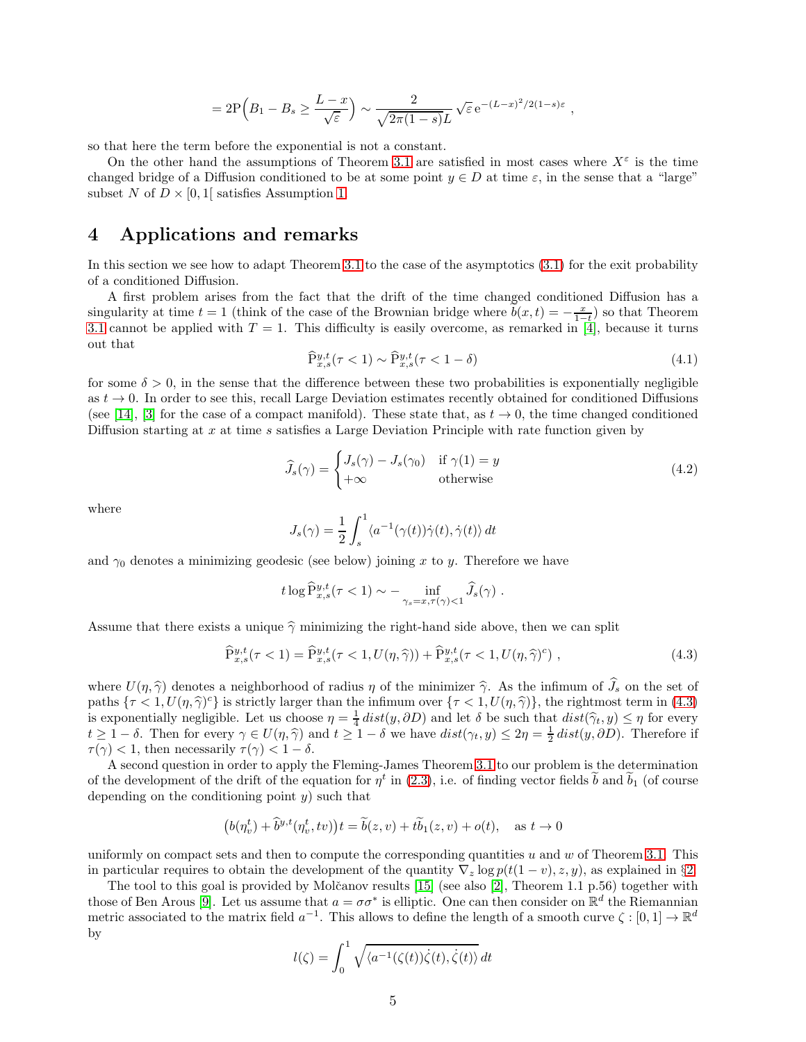$$= 2\mathrm{P}\Big(B_1 - B_s \geq \frac{L-x}{\sqrt{\varepsilon}}\Big) \sim \frac{2}{\sqrt{2\pi(1-s)}L}\,\sqrt{\varepsilon}\,\mathrm{e}^{-(L-x)^2/2(1-s)\varepsilon}\ ,$$

so that here the term before the exponential is not a constant.

On the other hand the assumptions of Theorem 3.1 are satisfied in most cases where $X^\varepsilon$ is the time changed bridge of a Diffusion conditioned to be at some point $y \in D$ at time $\varepsilon$, in the sense that a "large" subset $N$ of $D \times [0,1[$ satisfies Assumption 1.

# 4 Applications and remarks

In this section we see how to adapt Theorem 3.1 to the case of the asymptotics (3.1) for the exit probability of a conditioned Diffusion.

A first problem arises from the fact that the drift of the time changed conditioned Diffusion has a singularity at time $t = 1$ (think of the case of the Brownian bridge where $b(x,t) = -\frac{x}{1-t}$) so that Theorem 3.1 cannot be applied with $T = 1$. This difficulty is easily overcome, as remarked in [4], because it turns out that

$$\widehat{\mathrm{P}}^{y,t}_{x,s}(\tau < 1) \sim \widehat{\mathrm{P}}^{y,t}_{x,s}(\tau < 1-\delta) \tag{4.1}$$

for some $\delta > 0$, in the sense that the difference between these two probabilities is exponentially negligible as $t \to 0$. In order to see this, recall Large Deviation estimates recently obtained for conditioned Diffusions (see [14], [3] for the case of a compact manifold). These state that, as $t \to 0$, the time changed conditioned Diffusion starting at $x$ at time $s$ satisfies a Large Deviation Principle with rate function given by

$$\widehat{J}_s(\gamma) = \begin{cases} J_s(\gamma) - J_s(\gamma_0) & \text{if } \gamma(1) = y \\ +\infty & \text{otherwise} \end{cases} \tag{4.2}$$

where

$$J_s(\gamma) = \frac{1}{2}\int_s^1 \langle a^{-1}(\gamma(t))\dot{\gamma}(t), \dot{\gamma}(t)\rangle\, dt$$

and $\gamma_0$ denotes a minimizing geodesic (see below) joining $x$ to $y$. Therefore we have

$$t \log \widehat{\mathrm{P}}^{y,t}_{x,s}(\tau < 1) \sim -\inf_{\gamma_s = x, \tau(\gamma) < 1} \widehat{J}_s(\gamma)\ .$$

Assume that there exists a unique $\widehat{\gamma}$ minimizing the right-hand side above, then we can split

$$\widehat{\mathrm{P}}^{y,t}_{x,s}(\tau < 1) = \widehat{\mathrm{P}}^{y,t}_{x,s}(\tau < 1, U(\eta, \widehat{\gamma})) + \widehat{\mathrm{P}}^{y,t}_{x,s}(\tau < 1, U(\eta, \widehat{\gamma})^c)\ , \tag{4.3}$$

where $U(\eta, \widehat{\gamma})$ denotes a neighborhood of radius $\eta$ of the minimizer $\widehat{\gamma}$. As the infimum of $\widehat{J}_s$ on the set of paths $\{\tau < 1, U(\eta, \widehat{\gamma})^c\}$ is strictly larger than the infimum over $\{\tau < 1, U(\eta, \widehat{\gamma})\}$, the rightmost term in (4.3) is exponentially negligible. Let us choose $\eta = \frac{1}{4}\, dist(y, \partial D)$ and let $\delta$ be such that $dist(\widehat{\gamma}_t, y) \leq \eta$ for every $t \geq 1-\delta$. Then for every $\gamma \in U(\eta, \widehat{\gamma})$ and $t \geq 1-\delta$ we have $dist(\gamma_t, y) \leq 2\eta = \frac{1}{2}\, dist(y, \partial D)$. Therefore if $\tau(\gamma) < 1$, then necessarily $\tau(\gamma) < 1-\delta$.

A second question in order to apply the Fleming-James Theorem 3.1 to our problem is the determination of the development of the drift of the equation for $\eta^t$ in (2.3), i.e. of finding vector fields $\widetilde{b}$ and $\widetilde{b}_1$ (of course depending on the conditioning point $y$) such that

$$\big(b(\eta^t_v) + \widehat{b}^{y,t}(\eta^t_v, tv)\big)t = \widetilde{b}(z,v) + t\widetilde{b}_1(z,v) + o(t), \quad \text{as } t \to 0$$

uniformly on compact sets and then to compute the corresponding quantities $u$ and $w$ of Theorem 3.1. This in particular requires to obtain the development of the quantity $\nabla_z \log p(t(1-v), z, y)$, as explained in §2.

The tool to this goal is provided by Molčanov results [15] (see also [2], Theorem 1.1 p.56) together with those of Ben Arous [9]. Let us assume that $a = \sigma\sigma^*$ is elliptic. One can then consider on $\mathbb{R}^d$ the Riemannian metric associated to the matrix field $a^{-1}$. This allows to define the length of a smooth curve $\zeta : [0,1] \to \mathbb{R}^d$ by

$$l(\zeta) = \int_0^1 \sqrt{\langle a^{-1}(\zeta(t))\dot{\zeta}(t), \dot{\zeta}(t)\rangle}\, dt$$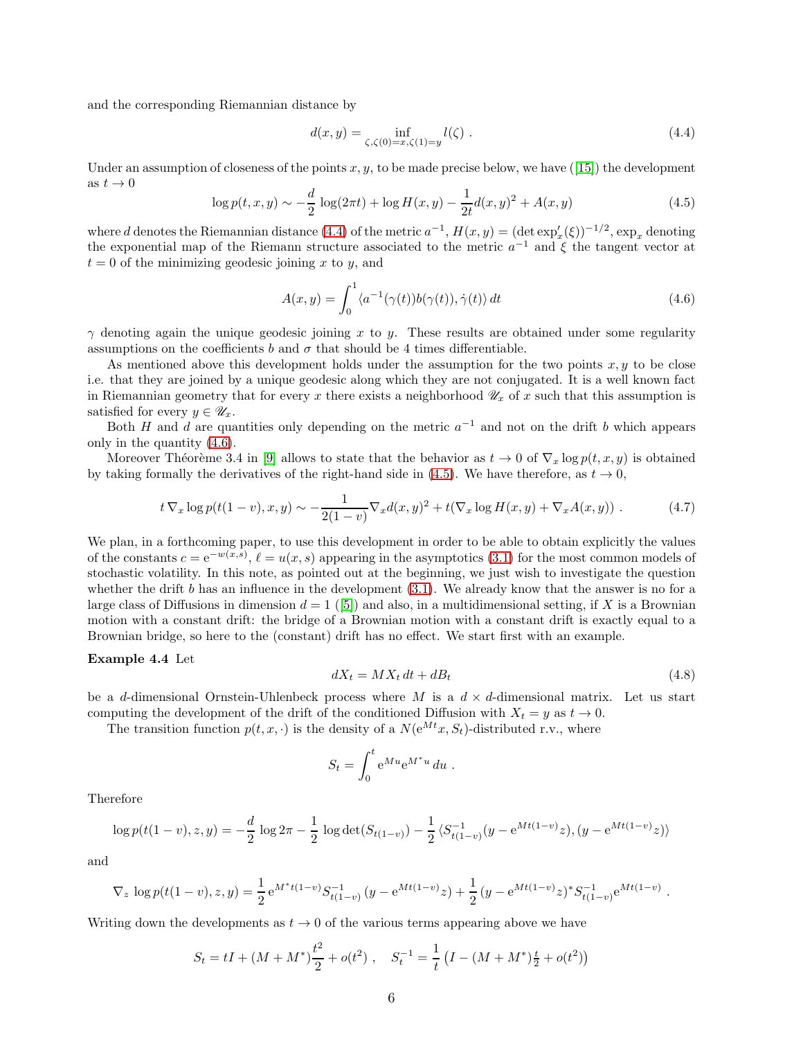and the corresponding Riemannian distance by

$$d(x,y) = \inf_{\zeta, \zeta(0)=x, \zeta(1)=y} l(\zeta) \ . \tag{4.4}$$

Under an assumption of closeness of the points $x, y$, to be made precise below, we have ([15]) the development as $t \to 0$

$$\log p(t,x,y) \sim -\frac{d}{2}\log(2\pi t) + \log H(x,y) - \frac{1}{2t}d(x,y)^2 + A(x,y) \tag{4.5}$$

where $d$ denotes the Riemannian distance (4.4) of the metric $a^{-1}$, $H(x,y) = (\det \exp_x'(\xi))^{-1/2}$, $\exp_x$ denoting the exponential map of the Riemann structure associated to the metric $a^{-1}$ and $\xi$ the tangent vector at $t = 0$ of the minimizing geodesic joining $x$ to $y$, and

$$A(x,y) = \int_0^1 \langle a^{-1}(\gamma(t))b(\gamma(t)), \dot\gamma(t)\rangle \, dt \tag{4.6}$$

$\gamma$ denoting again the unique geodesic joining $x$ to $y$. These results are obtained under some regularity assumptions on the coefficients $b$ and $\sigma$ that should be 4 times differentiable.

As mentioned above this development holds under the assumption for the two points $x, y$ to be close i.e. that they are joined by a unique geodesic along which they are not conjugated. It is a well known fact in Riemannian geometry that for every $x$ there exists a neighborhood $\mathscr{U}_x$ of $x$ such that this assumption is satisfied for every $y \in \mathscr{U}_x$.

Both $H$ and $d$ are quantities only depending on the metric $a^{-1}$ and not on the drift $b$ which appears only in the quantity (4.6).

Moreover Théorème 3.4 in [9] allows to state that the behavior as $t \to 0$ of $\nabla_x \log p(t,x,y)$ is obtained by taking formally the derivatives of the right-hand side in (4.5). We have therefore, as $t \to 0$,

$$t\,\nabla_x \log p(t(1-v),x,y) \sim -\frac{1}{2(1-v)}\nabla_x d(x,y)^2 + t(\nabla_x \log H(x,y) + \nabla_x A(x,y)) \ . \tag{4.7}$$

We plan, in a forthcoming paper, to use this development in order to be able to obtain explicitly the values of the constants $c = \mathrm{e}^{-w(x,s)}$, $\ell = u(x,s)$ appearing in the asymptotics (3.1) for the most common models of stochastic volatility. In this note, as pointed out at the beginning, we just wish to investigate the question whether the drift $b$ has an influence in the development (3.1). We already know that the answer is no for a large class of Diffusions in dimension $d = 1$ ([5]) and also, in a multidimensional setting, if $X$ is a Brownian motion with a constant drift: the bridge of a Brownian motion with a constant drift is exactly equal to a Brownian bridge, so here to the (constant) drift has no effect. We start first with an example.

**Example 4.4** Let

$$dX_t = MX_t\,dt + dB_t \tag{4.8}$$

be a $d$-dimensional Ornstein-Uhlenbeck process where $M$ is a $d \times d$-dimensional matrix. Let us start computing the development of the drift of the conditioned Diffusion with $X_t = y$ as $t \to 0$.

The transition function $p(t,x,\cdot)$ is the density of a $N(\mathrm{e}^{Mt}x, S_t)$-distributed r.v., where

$$S_t = \int_0^t \mathrm{e}^{Mu}\mathrm{e}^{M^*u}\,du \ .$$

Therefore

$$\log p(t(1-v),z,y) = -\frac{d}{2}\log 2\pi - \frac{1}{2}\log\det(S_{t(1-v)}) - \frac{1}{2}\langle S_{t(1-v)}^{-1}(y - \mathrm{e}^{Mt(1-v)}z), (y - \mathrm{e}^{Mt(1-v)}z)\rangle$$

and

$$\nabla_z \log p(t(1-v),z,y) = \frac{1}{2}\,\mathrm{e}^{M^*t(1-v)}S_{t(1-v)}^{-1}\,(y - \mathrm{e}^{Mt(1-v)}z) + \frac{1}{2}\,(y - \mathrm{e}^{Mt(1-v)}z)^* S_{t(1-v)}^{-1}\mathrm{e}^{Mt(1-v)} \ .$$

Writing down the developments as $t \to 0$ of the various terms appearing above we have

$$S_t = tI + (M + M^*)\frac{t^2}{2} + o(t^2) \ , \quad S_t^{-1} = \frac{1}{t}\left(I - (M + M^*)\tfrac{t}{2} + o(t^2)\right)$$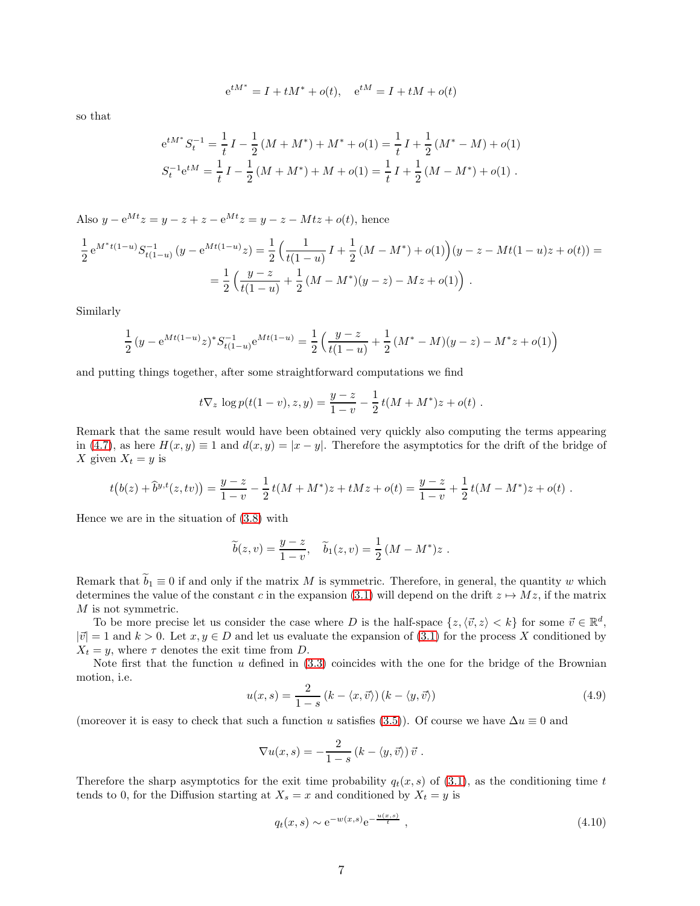$$\mathrm{e}^{tM^*} = I + tM^* + o(t), \quad \mathrm{e}^{tM} = I + tM + o(t)$$

so that

$$\mathrm{e}^{tM^*} S_t^{-1} = \frac{1}{t}\, I - \frac{1}{2}\,(M + M^*) + M^* + o(1) = \frac{1}{t}\, I + \frac{1}{2}\,(M^* - M) + o(1)$$
$$S_t^{-1}\mathrm{e}^{tM} = \frac{1}{t}\, I - \frac{1}{2}\,(M + M^*) + M + o(1) = \frac{1}{t}\, I + \frac{1}{2}\,(M - M^*) + o(1)\ .$$

Also $y - \mathrm{e}^{Mt}z = y - z + z - \mathrm{e}^{Mt}z = y - z - Mtz + o(t)$, hence

$$\frac{1}{2}\,\mathrm{e}^{M^* t(1-u)} S_{t(1-u)}^{-1}\,(y - \mathrm{e}^{Mt(1-u)}z) = \frac{1}{2}\Big(\frac{1}{t(1-u)}\, I + \frac{1}{2}\,(M - M^*) + o(1)\Big)(y - z - Mt(1-u)z + o(t)) =$$
$$= \frac{1}{2}\Big(\frac{y-z}{t(1-u)} + \frac{1}{2}\,(M - M^*)(y-z) - Mz + o(1)\Big)\ .$$

Similarly

$$\frac{1}{2}\,(y - \mathrm{e}^{Mt(1-u)}z)^* S_{t(1-u)}^{-1}\mathrm{e}^{Mt(1-u)} = \frac{1}{2}\Big(\frac{y-z}{t(1-u)} + \frac{1}{2}\,(M^* - M)(y-z) - M^* z + o(1)\Big)$$

and putting things together, after some straightforward computations we find

$$t\nabla_z \log p(t(1-v), z, y) = \frac{y-z}{1-v} - \frac{1}{2}\, t(M + M^*)z + o(t)\ .$$

Remark that the same result would have been obtained very quickly also computing the terms appearing in (4.7), as here $H(x,y) \equiv 1$ and $d(x,y) = |x-y|$. Therefore the asymptotics for the drift of the bridge of $X$ given $X_t = y$ is

$$t\big(b(z) + \widehat{b}^{y,t}(z,tv)\big) = \frac{y-z}{1-v} - \frac{1}{2}\, t(M + M^*)z + tMz + o(t) = \frac{y-z}{1-v} + \frac{1}{2}\, t(M - M^*)z + o(t)\ .$$

Hence we are in the situation of (3.8) with

$$\widetilde{b}(z,v) = \frac{y-z}{1-v}, \quad \widetilde{b}_1(z,v) = \frac{1}{2}\,(M - M^*)z\ .$$

Remark that $\widetilde{b}_1 \equiv 0$ if and only if the matrix $M$ is symmetric. Therefore, in general, the quantity $w$ which determines the value of the constant $c$ in the expansion (3.1) will depend on the drift $z \mapsto Mz$, if the matrix $M$ is not symmetric.

To be more precise let us consider the case where $D$ is the half-space $\{z, \langle \vec{v}, z\rangle < k\}$ for some $\vec{v} \in \mathbb{R}^d$, $|\vec{v}| = 1$ and $k > 0$. Let $x, y \in D$ and let us evaluate the expansion of (3.1) for the process $X$ conditioned by $X_t = y$, where $\tau$ denotes the exit time from $D$.

Note first that the function $u$ defined in (3.3) coincides with the one for the bridge of the Brownian motion, i.e.

$$u(x,s) = \frac{2}{1-s}\,(k - \langle x, \vec{v}\rangle)\,(k - \langle y, \vec{v}\rangle) \tag{4.9}$$

(moreover it is easy to check that such a function $u$ satisfies (3.5)). Of course we have $\Delta u \equiv 0$ and

$$\nabla u(x,s) = -\frac{2}{1-s}\,(k - \langle y, \vec{v}\rangle)\,\vec{v}\ .$$

Therefore the sharp asymptotics for the exit time probability $q_t(x,s)$ of (3.1), as the conditioning time $t$ tends to 0, for the Diffusion starting at $X_s = x$ and conditioned by $X_t = y$ is

$$q_t(x,s) \sim \mathrm{e}^{-w(x,s)}\mathrm{e}^{-\frac{u(x,s)}{t}}\ , \tag{4.10}$$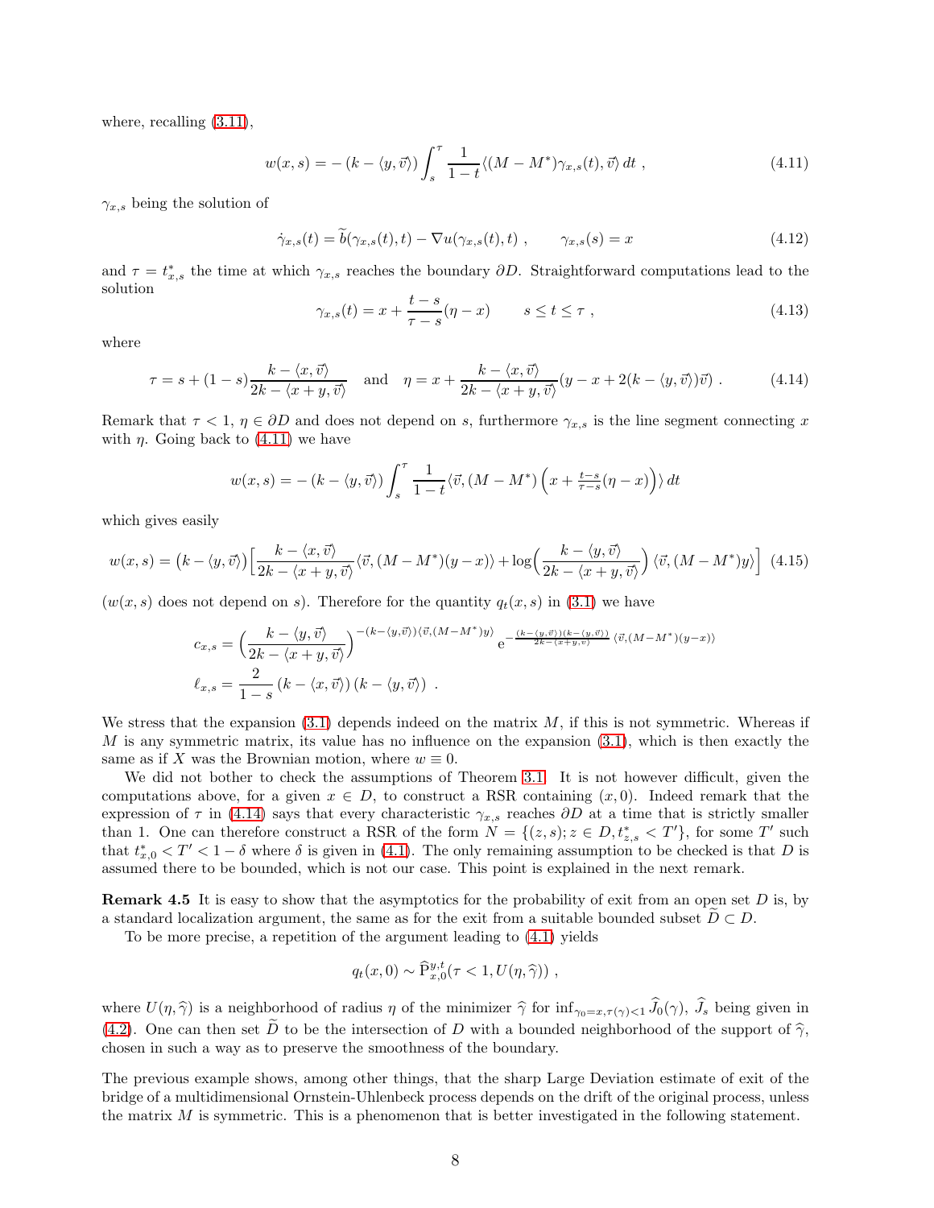where, recalling (3.11),

$$w(x,s) = -\,(k - \langle y, \vec{v}\rangle) \int_s^\tau \frac{1}{1-t} \langle (M - M^*)\gamma_{x,s}(t), \vec{v}\rangle \, dt \ , \tag{4.11}$$

$\gamma_{x,s}$ being the solution of

$$\dot{\gamma}_{x,s}(t) = \widetilde{b}(\gamma_{x,s}(t), t) - \nabla u(\gamma_{x,s}(t), t) \ , \qquad \gamma_{x,s}(s) = x \tag{4.12}$$

and $\tau = t^*_{x,s}$ the time at which $\gamma_{x,s}$ reaches the boundary $\partial D$. Straightforward computations lead to the solution

$$\gamma_{x,s}(t) = x + \frac{t-s}{\tau - s}(\eta - x) \qquad s \le t \le \tau \ , \tag{4.13}$$

where

$$\tau = s + (1-s)\frac{k - \langle x, \vec{v}\rangle}{2k - \langle x + y, \vec{v}\rangle} \quad \text{and} \quad \eta = x + \frac{k - \langle x, \vec{v}\rangle}{2k - \langle x + y, \vec{v}\rangle}(y - x + 2(k - \langle y, \vec{v}\rangle)\vec{v}) \ . \tag{4.14}$$

Remark that $\tau < 1$, $\eta \in \partial D$ and does not depend on $s$, furthermore $\gamma_{x,s}$ is the line segment connecting $x$ with $\eta$. Going back to (4.11) we have

$$w(x,s) = -\,(k - \langle y, \vec{v}\rangle) \int_s^\tau \frac{1}{1-t} \langle \vec{v}, (M - M^*)\Big(x + \tfrac{t-s}{\tau-s}(\eta - x)\Big)\rangle \, dt$$

which gives easily

$$w(x,s) = \big(k - \langle y, \vec{v}\rangle\big)\Big[\frac{k - \langle x, \vec{v}\rangle}{2k - \langle x+y, \vec{v}\rangle}\langle \vec{v}, (M - M^*)(y - x)\rangle + \log\Big(\frac{k - \langle y, \vec{v}\rangle}{2k - \langle x + y, \vec{v}\rangle}\Big)\langle \vec{v}, (M - M^*)y\rangle\Big] \tag{4.15}$$

($w(x,s)$ does not depend on $s$). Therefore for the quantity $q_t(x,s)$ in (3.1) we have

$$c_{x,s} = \Big(\frac{k - \langle y, \vec{v}\rangle}{2k - \langle x+y, \vec{v}\rangle}\Big)^{-(k - \langle y, \vec{v}\rangle)\langle \vec{v}, (M - M^*)y\rangle} \, \mathrm{e}^{-\frac{(k - \langle y, \vec{v}\rangle)(k - \langle y, \vec{v}\rangle)}{2k - \langle x+y, v\rangle}\langle \vec{v}, (M - M^*)(y-x)\rangle}$$

$$\ell_{x,s} = \frac{2}{1-s}\,(k - \langle x, \vec{v}\rangle)\,(k - \langle y, \vec{v}\rangle) \ .$$

We stress that the expansion (3.1) depends indeed on the matrix $M$, if this is not symmetric. Whereas if $M$ is any symmetric matrix, its value has no influence on the expansion (3.1), which is then exactly the same as if $X$ was the Brownian motion, where $w \equiv 0$.

We did not bother to check the assumptions of Theorem 3.1. It is not however difficult, given the computations above, for a given $x \in D$, to construct a RSR containing $(x, 0)$. Indeed remark that the expression of $\tau$ in (4.14) says that every characteristic $\gamma_{x,s}$ reaches $\partial D$ at a time that is strictly smaller than 1. One can therefore construct a RSR of the form $N = \{(z,s); z \in D, t^*_{z,s} < T'\}$, for some $T'$ such that $t^*_{x,0} < T' < 1 - \delta$ where $\delta$ is given in (4.1). The only remaining assumption to be checked is that $D$ is assumed there to be bounded, which is not our case. This point is explained in the next remark.

**Remark 4.5** It is easy to show that the asymptotics for the probability of exit from an open set $D$ is, by a standard localization argument, the same as for the exit from a suitable bounded subset $\widetilde{D} \subset D$.

To be more precise, a repetition of the argument leading to (4.1) yields

$$q_t(x, 0) \sim \widehat{\mathrm{P}}^{y,t}_{x,0}(\tau < 1, U(\eta, \widehat{\gamma})) \ ,$$

where $U(\eta, \widehat{\gamma})$ is a neighborhood of radius $\eta$ of the minimizer $\widehat{\gamma}$ for $\inf_{\gamma_0 = x, \tau(\gamma) < 1} \widehat{J}_0(\gamma)$, $\widehat{J}_s$ being given in (4.2). One can then set $\widetilde{D}$ to be the intersection of $D$ with a bounded neighborhood of the support of $\widehat{\gamma}$, chosen in such a way as to preserve the smoothness of the boundary.

The previous example shows, among other things, that the sharp Large Deviation estimate of exit of the bridge of a multidimensional Ornstein-Uhlenbeck process depends on the drift of the original process, unless the matrix $M$ is symmetric. This is a phenomenon that is better investigated in the following statement.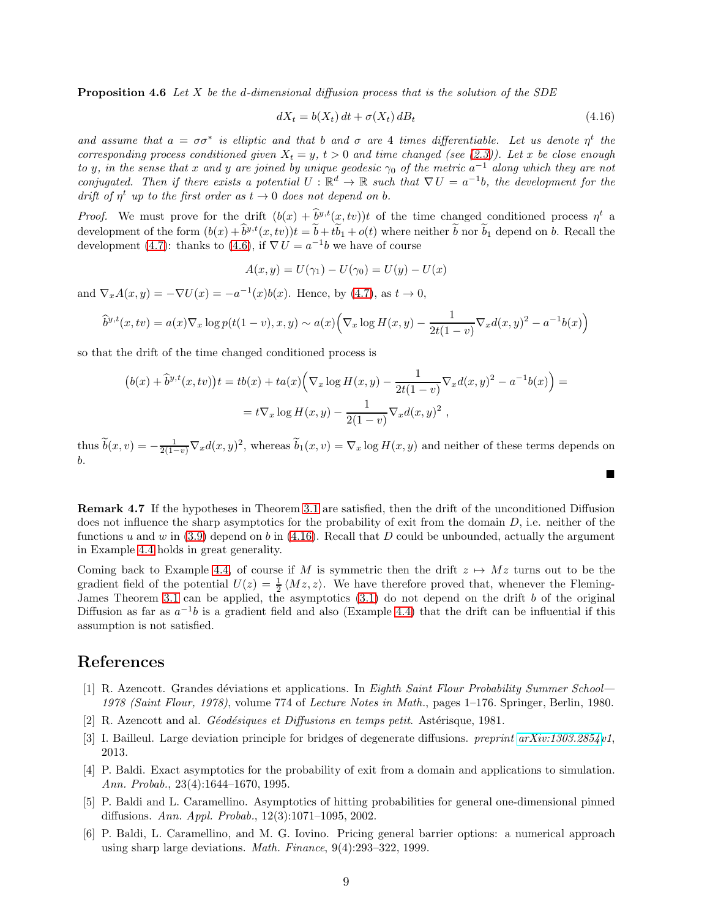**Proposition 4.6** *Let $X$ be the $d$-dimensional diffusion process that is the solution of the SDE*

$$dX_t = b(X_t)\,dt + \sigma(X_t)\,dB_t \tag{4.16}$$

*and assume that $a = \sigma\sigma^*$ is elliptic and that $b$ and $\sigma$ are 4 times differentiable. Let us denote $\eta^t$ the corresponding process conditioned given $X_t = y$, $t > 0$ and time changed (see (2.3)). Let $x$ be close enough to $y$, in the sense that $x$ and $y$ are joined by unique geodesic $\gamma_0$ of the metric $a^{-1}$ along which they are not conjugated. Then if there exists a potential $U : \mathbb{R}^d \to \mathbb{R}$ such that $\nabla U = a^{-1}b$, the development for the drift of $\eta^t$ up to the first order as $t \to 0$ does not depend on $b$.*

*Proof.* We must prove for the drift $(b(x) + \widehat{b}^{y,t}(x, tv))t$ of the time changed conditioned process $\eta^t$ a development of the form $(b(x) + \widehat{b}^{y,t}(x, tv))t = \widetilde{b} + t\widetilde{b}_1 + o(t)$ where neither $\widetilde{b}$ nor $\widetilde{b}_1$ depend on $b$. Recall the development (4.7): thanks to (4.6), if $\nabla U = a^{-1}b$ we have of course

$$A(x, y) = U(\gamma_1) - U(\gamma_0) = U(y) - U(x)$$

and $\nabla_x A(x, y) = -\nabla U(x) = -a^{-1}(x)b(x)$. Hence, by (4.7), as $t \to 0$,

$$\widehat{b}^{y,t}(x, tv) = a(x)\nabla_x \log p(t(1-v), x, y) \sim a(x)\Big(\nabla_x \log H(x, y) - \frac{1}{2t(1-v)}\nabla_x d(x, y)^2 - a^{-1}b(x)\Big)$$

so that the drift of the time changed conditioned process is

$$\begin{aligned}\big(b(x) + \widehat{b}^{y,t}(x, tv)\big)t &= tb(x) + ta(x)\Big(\nabla_x \log H(x, y) - \frac{1}{2t(1-v)}\nabla_x d(x, y)^2 - a^{-1}b(x)\Big) = \\ &= t\nabla_x \log H(x, y) - \frac{1}{2(1-v)}\nabla_x d(x, y)^2\ ,\end{aligned}$$

thus $\widetilde{b}(x, v) = -\frac{1}{2(1-v)}\nabla_x d(x, y)^2$, whereas $\widetilde{b}_1(x, v) = \nabla_x \log H(x, y)$ and neither of these terms depends on $b$.

∎

**Remark 4.7** If the hypotheses in Theorem 3.1 are satisfied, then the drift of the unconditioned Diffusion does not influence the sharp asymptotics for the probability of exit from the domain $D$, i.e. neither of the functions $u$ and $w$ in (3.9) depend on $b$ in (4.16). Recall that $D$ could be unbounded, actually the argument in Example 4.4 holds in great generality.

Coming back to Example 4.4, of course if $M$ is symmetric then the drift $z \mapsto Mz$ turns out to be the gradient field of the potential $U(z) = \frac{1}{2}\langle Mz, z\rangle$. We have therefore proved that, whenever the Fleming-James Theorem 3.1 can be applied, the asymptotics (3.1) do not depend on the drift $b$ of the original Diffusion as far as $a^{-1}b$ is a gradient field and also (Example 4.4) that the drift can be influential if this assumption is not satisfied.

# References

[1] R. Azencott. Grandes déviations et applications. In *Eighth Saint Flour Probability Summer School—1978 (Saint Flour, 1978)*, volume 774 of *Lecture Notes in Math.*, pages 1–176. Springer, Berlin, 1980.

[2] R. Azencott and al. *Géodésiques et Diffusions en temps petit*. Astérisque, 1981.

[3] I. Bailleul. Large deviation principle for bridges of degenerate diffusions. *preprint* arXiv:1303.2854v1, 2013.

[4] P. Baldi. Exact asymptotics for the probability of exit from a domain and applications to simulation. *Ann. Probab.*, 23(4):1644–1670, 1995.

[5] P. Baldi and L. Caramellino. Asymptotics of hitting probabilities for general one-dimensional pinned diffusions. *Ann. Appl. Probab.*, 12(3):1071–1095, 2002.

[6] P. Baldi, L. Caramellino, and M. G. Iovino. Pricing general barrier options: a numerical approach using sharp large deviations. *Math. Finance*, 9(4):293–322, 1999.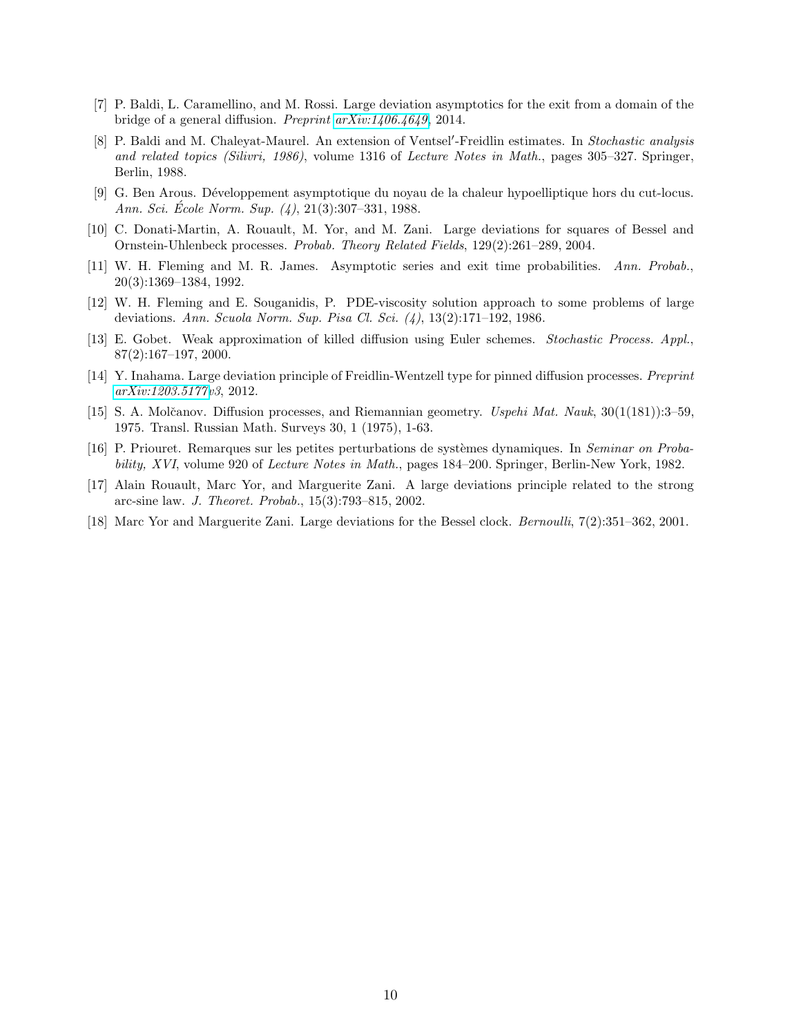[7] P. Baldi, L. Caramellino, and M. Rossi. Large deviation asymptotics for the exit from a domain of the bridge of a general diffusion. *Preprint arXiv:1406.4649*, 2014.

[8] P. Baldi and M. Chaleyat-Maurel. An extension of Ventsel′-Freidlin estimates. In *Stochastic analysis and related topics (Silivri, 1986)*, volume 1316 of *Lecture Notes in Math.*, pages 305–327. Springer, Berlin, 1988.

[9] G. Ben Arous. Développement asymptotique du noyau de la chaleur hypoelliptique hors du cut-locus. *Ann. Sci. École Norm. Sup. (4)*, 21(3):307–331, 1988.

[10] C. Donati-Martin, A. Rouault, M. Yor, and M. Zani. Large deviations for squares of Bessel and Ornstein-Uhlenbeck processes. *Probab. Theory Related Fields*, 129(2):261–289, 2004.

[11] W. H. Fleming and M. R. James. Asymptotic series and exit time probabilities. *Ann. Probab.*, 20(3):1369–1384, 1992.

[12] W. H. Fleming and E. Souganidis, P. PDE-viscosity solution approach to some problems of large deviations. *Ann. Scuola Norm. Sup. Pisa Cl. Sci. (4)*, 13(2):171–192, 1986.

[13] E. Gobet. Weak approximation of killed diffusion using Euler schemes. *Stochastic Process. Appl.*, 87(2):167–197, 2000.

[14] Y. Inahama. Large deviation principle of Freidlin-Wentzell type for pinned diffusion processes. *Preprint arXiv:1203.5177v3*, 2012.

[15] S. A. Molčanov. Diffusion processes, and Riemannian geometry. *Uspehi Mat. Nauk*, 30(1(181)):3–59, 1975. Transl. Russian Math. Surveys 30, 1 (1975), 1-63.

[16] P. Priouret. Remarques sur les petites perturbations de systèmes dynamiques. In *Seminar on Probability, XVI*, volume 920 of *Lecture Notes in Math.*, pages 184–200. Springer, Berlin-New York, 1982.

[17] Alain Rouault, Marc Yor, and Marguerite Zani. A large deviations principle related to the strong arc-sine law. *J. Theoret. Probab.*, 15(3):793–815, 2002.

[18] Marc Yor and Marguerite Zani. Large deviations for the Bessel clock. *Bernoulli*, 7(2):351–362, 2001.